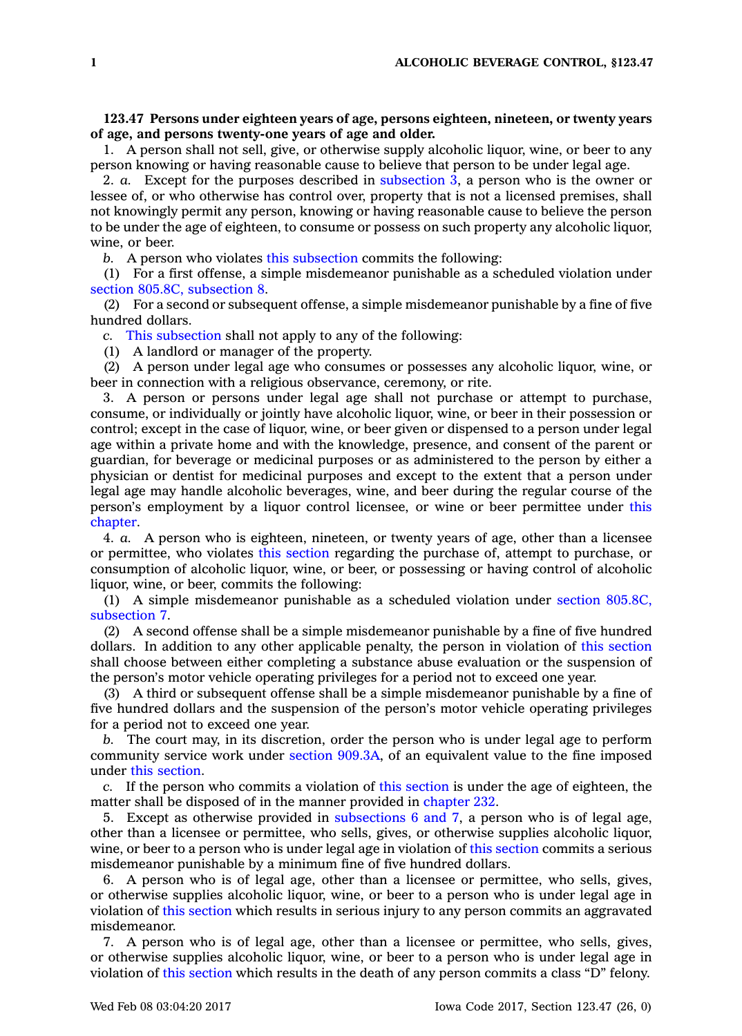**123.47 Persons under eighteen years of age, persons eighteen, nineteen, or twenty years of age, and persons twenty-one years of age and older.**

1. A person shall not sell, give, or otherwise supply alcoholic liquor, wine, or beer to any person knowing or having reasonable cause to believe that person to be under legal age.

2. *a.* Except for the purposes described in subsection 3, a person who is the owner or lessee of, or who otherwise has control over, property that is not a licensed premises, shall not knowingly permit any person, knowing or having reasonable cause to believe the person to be under the age of eighteen, to consume or possess on such property any alcoholic liquor, wine, or beer.

*b.* A person who violates this subsection commits the following:

(1) For a first offense, a simple misdemeanor punishable as a scheduled violation under section 805.8C, subsection 8.

(2) For a second or subsequent offense, a simple misdemeanor punishable by a fine of five hundred dollars.

*c.* This subsection shall not apply to any of the following:

(1) A landlord or manager of the property.

(2) A person under legal age who consumes or possesses any alcoholic liquor, wine, or beer in connection with a religious observance, ceremony, or rite.

3. A person or persons under legal age shall not purchase or attempt to purchase, consume, or individually or jointly have alcoholic liquor, wine, or beer in their possession or control; except in the case of liquor, wine, or beer given or dispensed to a person under legal age within a private home and with the knowledge, presence, and consent of the parent or guardian, for beverage or medicinal purposes or as administered to the person by either a physician or dentist for medicinal purposes and except to the extent that a person under legal age may handle alcoholic beverages, wine, and beer during the regular course of the person's employment by a liquor control licensee, or wine or beer permittee under this chapter.

4. *a.* A person who is eighteen, nineteen, or twenty years of age, other than a licensee or permittee, who violates this section regarding the purchase of, attempt to purchase, or consumption of alcoholic liquor, wine, or beer, or possessing or having control of alcoholic liquor, wine, or beer, commits the following:

(1) A simple misdemeanor punishable as a scheduled violation under section 805.8C, subsection 7.

(2) A second offense shall be a simple misdemeanor punishable by a fine of five hundred dollars. In addition to any other applicable penalty, the person in violation of this section shall choose between either completing a substance abuse evaluation or the suspension of the person's motor vehicle operating privileges for a period not to exceed one year.

(3) A third or subsequent offense shall be a simple misdemeanor punishable by a fine of five hundred dollars and the suspension of the person's motor vehicle operating privileges for a period not to exceed one year.

*b.* The court may, in its discretion, order the person who is under legal age to perform community service work under section 909.3A, of an equivalent value to the fine imposed under this section.

*c.* If the person who commits a violation of this section is under the age of eighteen, the matter shall be disposed of in the manner provided in chapter 232.

5. Except as otherwise provided in subsections 6 and 7, a person who is of legal age, other than a licensee or permittee, who sells, gives, or otherwise supplies alcoholic liquor, wine, or beer to a person who is under legal age in violation of this section commits a serious misdemeanor punishable by a minimum fine of five hundred dollars.

6. A person who is of legal age, other than a licensee or permittee, who sells, gives, or otherwise supplies alcoholic liquor, wine, or beer to a person who is under legal age in violation of this section which results in serious injury to any person commits an aggravated misdemeanor.

7. A person who is of legal age, other than a licensee or permittee, who sells, gives, or otherwise supplies alcoholic liquor, wine, or beer to a person who is under legal age in violation of this section which results in the death of any person commits a class "D" felony.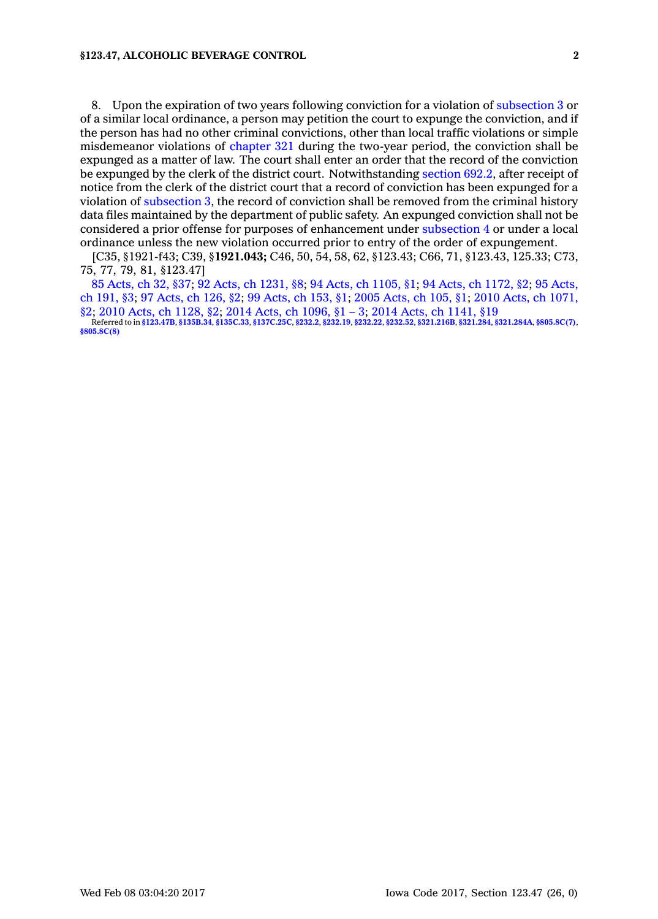8. Upon the expiration of two years following conviction for a violation of subsection 3 or of a similar local ordinance, a person may petition the court to expunge the conviction, and if the person has had no other criminal convictions, other than local traffic violations or simple misdemeanor violations of chapter 321 during the two-year period, the conviction shall be expunged as a matter of law. The court shall enter an order that the record of the conviction be expunged by the clerk of the district court. Notwithstanding section 692.2, after receipt of notice from the clerk of the district court that a record of conviction has been expunged for a violation of subsection 3, the record of conviction shall be removed from the criminal history data files maintained by the department of public safety. An expunged conviction shall not be considered a prior offense for purposes of enhancement under subsection 4 or under a local ordinance unless the new violation occurred prior to entry of the order of expungement.

[C35, §1921-f43; C39, §**1921.043;** C46, 50, 54, 58, 62, §123.43; C66, 71, §123.43, 125.33; C73, 75, 77, 79, 81, §123.47]

85 Acts, ch 32, §37; 92 Acts, ch 1231, §8; 94 Acts, ch 1105, §1; 94 Acts, ch 1172, §2; 95 Acts, ch 191, §3; 97 Acts, ch 126, §2; 99 Acts, ch 153, §1; 2005 Acts, ch 105, §1; 2010 Acts, ch 1071, §2; 2010 Acts, ch 1128, §2; 2014 Acts, ch 1096, §1 – 3; 2014 Acts, ch 1141, §19

Referred to in **§123.47B**, **§135B.34**, **§135C.33**, **§137C.25C**, **§232.2**, **§232.19**, **§232.22**, **§232.52**, **§321.216B**, **§321.284**, **§321.284A**, **§805.8C(7)**, **§805.8C(8)**